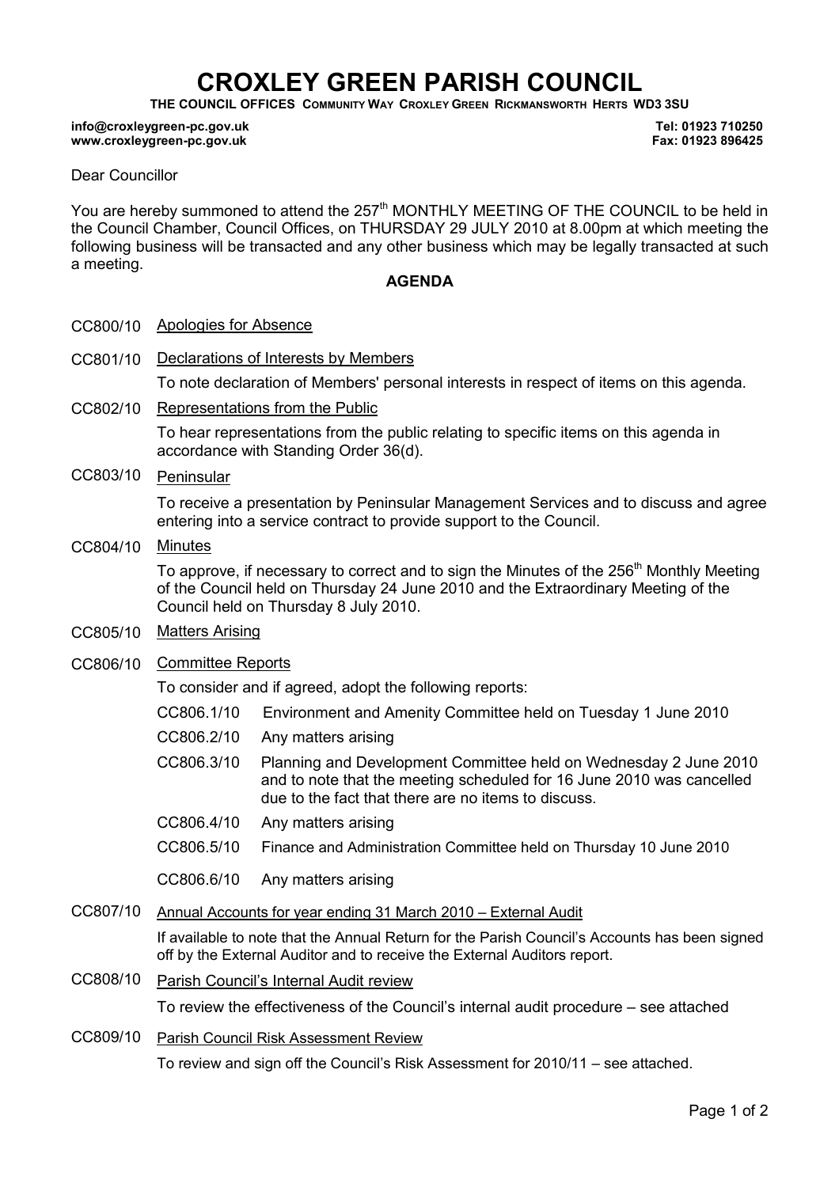# CROXLEY GREEN PARISH COUNCIL

**THE COUNCIL OFFICES COMMUNITY WAY CROXLEY GREEN RICKMANSWORTH HERTS WD3 3SU**

**info@croxleygreen-pc.gov.uk** **Tel: 01923 710250**
**www.croxleygreen-pc.gov.uk** **Fax: 01923 896425**

Dear Councillor

You are hereby summoned to attend the 257th MONTHLY MEETING OF THE COUNCIL to be held in the Council Chamber, Council Offices, on THURSDAY 29 JULY 2010 at 8.00pm at which meeting the following business will be transacted and any other business which may be legally transacted at such a meeting.

## AGENDA

CC800/10 Apologies for Absence

CC801/10 Declarations of Interests by Members

To note declaration of Members' personal interests in respect of items on this agenda.

CC802/10 Representations from the Public

To hear representations from the public relating to specific items on this agenda in accordance with Standing Order 36(d).

CC803/10 Peninsular

To receive a presentation by Peninsular Management Services and to discuss and agree entering into a service contract to provide support to the Council.

CC804/10 Minutes

To approve, if necessary to correct and to sign the Minutes of the 256th Monthly Meeting of the Council held on Thursday 24 June 2010 and the Extraordinary Meeting of the Council held on Thursday 8 July 2010.

CC805/10 Matters Arising

CC806/10 Committee Reports

To consider and if agreed, adopt the following reports:

- CC806.1/10 Environment and Amenity Committee held on Tuesday 1 June 2010
- CC806.2/10 Any matters arising
- CC806.3/10 Planning and Development Committee held on Wednesday 2 June 2010 and to note that the meeting scheduled for 16 June 2010 was cancelled due to the fact that there are no items to discuss.
- CC806.4/10 Any matters arising
- CC806.5/10 Finance and Administration Committee held on Thursday 10 June 2010
- CC806.6/10 Any matters arising

CC807/10 Annual Accounts for year ending 31 March 2010 – External Audit

If available to note that the Annual Return for the Parish Council's Accounts has been signed off by the External Auditor and to receive the External Auditors report.

CC808/10 Parish Council's Internal Audit review

To review the effectiveness of the Council's internal audit procedure – see attached

CC809/10 Parish Council Risk Assessment Review

To review and sign off the Council's Risk Assessment for 2010/11 – see attached.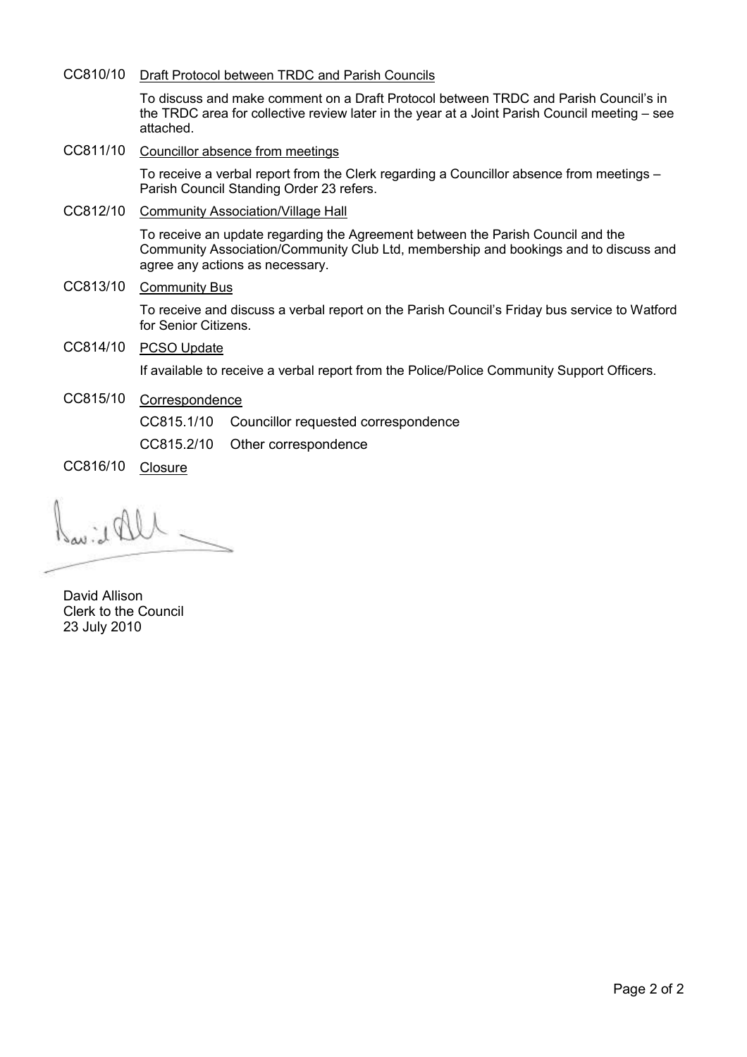CC810/10 Draft Protocol between TRDC and Parish Councils

To discuss and make comment on a Draft Protocol between TRDC and Parish Council's in the TRDC area for collective review later in the year at a Joint Parish Council meeting – see attached.

CC811/10 Councillor absence from meetings

To receive a verbal report from the Clerk regarding a Councillor absence from meetings – Parish Council Standing Order 23 refers.

CC812/10 Community Association/Village Hall

To receive an update regarding the Agreement between the Parish Council and the Community Association/Community Club Ltd, membership and bookings and to discuss and agree any actions as necessary.

CC813/10 Community Bus

To receive and discuss a verbal report on the Parish Council's Friday bus service to Watford for Senior Citizens.

CC814/10 PCSO Update

If available to receive a verbal report from the Police/Police Community Support Officers.

CC815/10 Correspondence

CC815.1/10 Councillor requested correspondence

CC815.2/10 Other correspondence

CC816/10 Closure

David Allison
Clerk to the Council
23 July 2010